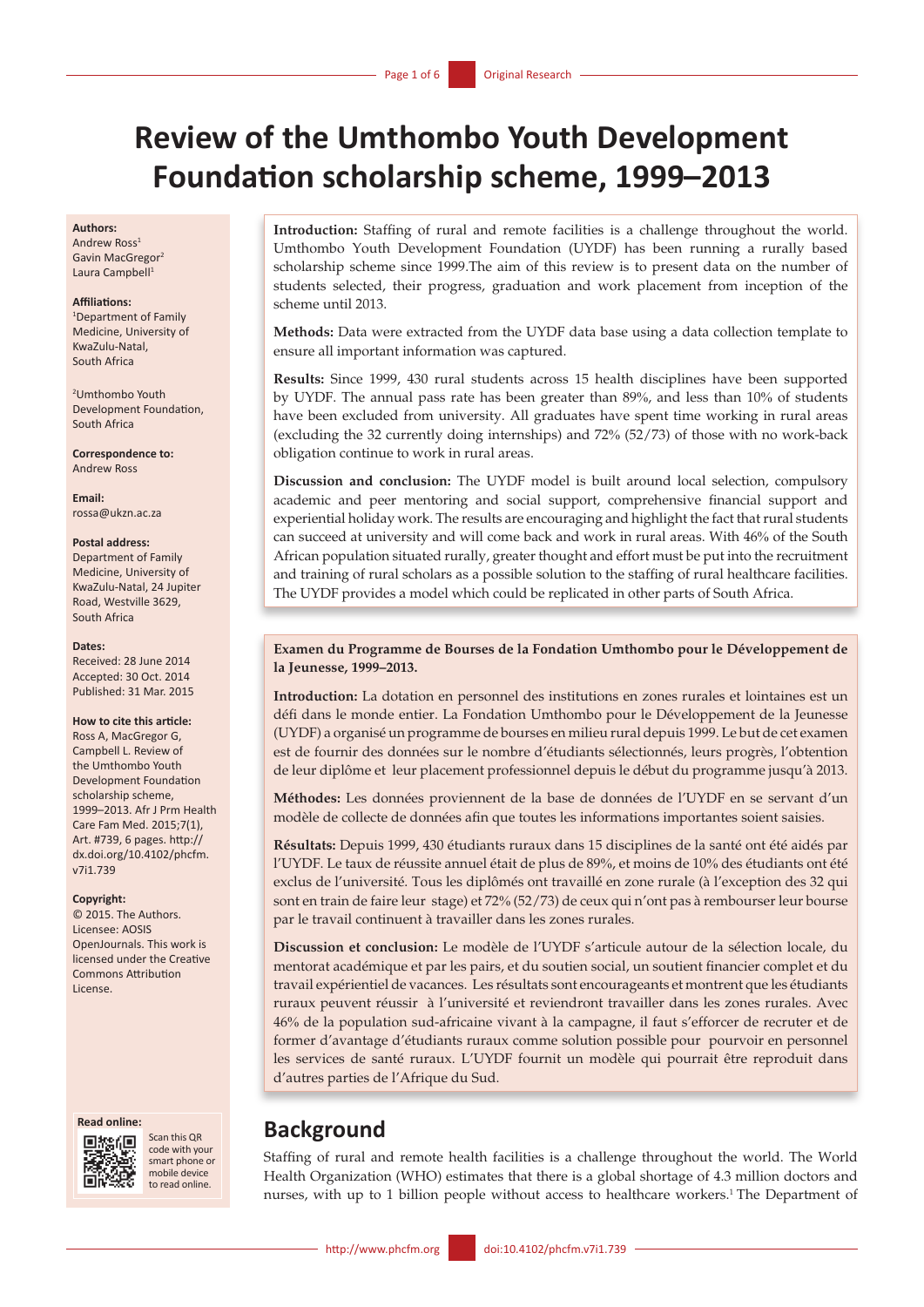# Review of the Umthombo Youth Development Foundation scholarship scheme, 1999–2013

**Authors:**
Andrew Ross[1]
Gavin MacGregor[2]
Laura Campbell[1]

**Affiliations:**
[1]Department of Family Medicine, University of KwaZulu-Natal, South Africa

[2]Umthombo Youth Development Foundation, South Africa

**Correspondence to:**
Andrew Ross

**Email:**
rossa@ukzn.ac.za

**Postal address:**
Department of Family Medicine, University of KwaZulu-Natal, 24 Jupiter Road, Westville 3629, South Africa

**Dates:**
Received: 28 June 2014
Accepted: 30 Oct. 2014
Published: 31 Mar. 2015

**How to cite this article:**
Ross A, MacGregor G, Campbell L. Review of the Umthombo Youth Development Foundation scholarship scheme, 1999–2013. Afr J Prm Health Care Fam Med. 2015;7(1), Art. #739, 6 pages. http://dx.doi.org/10.4102/phcfm.v7i1.739

**Copyright:**
© 2015. The Authors. Licensee: AOSIS OpenJournals. This work is licensed under the Creative Commons Attribution License.

**Read online:**
Scan this QR code with your smart phone or mobile device to read online.

**Introduction:** Staffing of rural and remote facilities is a challenge throughout the world. Umthombo Youth Development Foundation (UYDF) has been running a rurally based scholarship scheme since 1999.The aim of this review is to present data on the number of students selected, their progress, graduation and work placement from inception of the scheme until 2013.

**Methods:** Data were extracted from the UYDF data base using a data collection template to ensure all important information was captured.

**Results:** Since 1999, 430 rural students across 15 health disciplines have been supported by UYDF. The annual pass rate has been greater than 89%, and less than 10% of students have been excluded from university. All graduates have spent time working in rural areas (excluding the 32 currently doing internships) and 72% (52/73) of those with no work-back obligation continue to work in rural areas.

**Discussion and conclusion:** The UYDF model is built around local selection, compulsory academic and peer mentoring and social support, comprehensive financial support and experiential holiday work. The results are encouraging and highlight the fact that rural students can succeed at university and will come back and work in rural areas. With 46% of the South African population situated rurally, greater thought and effort must be put into the recruitment and training of rural scholars as a possible solution to the staffing of rural healthcare facilities. The UYDF provides a model which could be replicated in other parts of South Africa.

**Examen du Programme de Bourses de la Fondation Umthombo pour le Développement de la Jeunesse, 1999–2013.**

**Introduction:** La dotation en personnel des institutions en zones rurales et lointaines est un défi dans le monde entier. La Fondation Umthombo pour le Développement de la Jeunesse (UYDF) a organisé un programme de bourses en milieu rural depuis 1999. Le but de cet examen est de fournir des données sur le nombre d'étudiants sélectionnés, leurs progrès, l'obtention de leur diplôme et leur placement professionnel depuis le début du programme jusqu'à 2013.

**Méthodes:** Les données proviennent de la base de données de l'UYDF en se servant d'un modèle de collecte de données afin que toutes les informations importantes soient saisies.

**Résultats:** Depuis 1999, 430 étudiants ruraux dans 15 disciplines de la santé ont été aidés par l'UYDF. Le taux de réussite annuel était de plus de 89%, et moins de 10% des étudiants ont été exclus de l'université. Tous les diplômés ont travaillé en zone rurale (à l'exception des 32 qui sont en train de faire leur stage) et 72% (52/73) de ceux qui n'ont pas à rembourser leur bourse par le travail continuent à travailler dans les zones rurales.

**Discussion et conclusion:** Le modèle de l'UYDF s'articule autour de la sélection locale, du mentorat académique et par les pairs, et du soutien social, un soutient financier complet et du travail expérientiel de vacances. Les résultats sont encourageants et montrent que les étudiants ruraux peuvent réussir à l'université et reviendront travailler dans les zones rurales. Avec 46% de la population sud-africaine vivant à la campagne, il faut s'efforcer de recruter et de former d'avantage d'étudiants ruraux comme solution possible pour pourvoir en personnel les services de santé ruraux. L'UYDF fournit un modèle qui pourrait être reproduit dans d'autres parties de l'Afrique du Sud.

## Background

Staffing of rural and remote health facilities is a challenge throughout the world. The World Health Organization (WHO) estimates that there is a global shortage of 4.3 million doctors and nurses, with up to 1 billion people without access to healthcare workers.[1] The Department of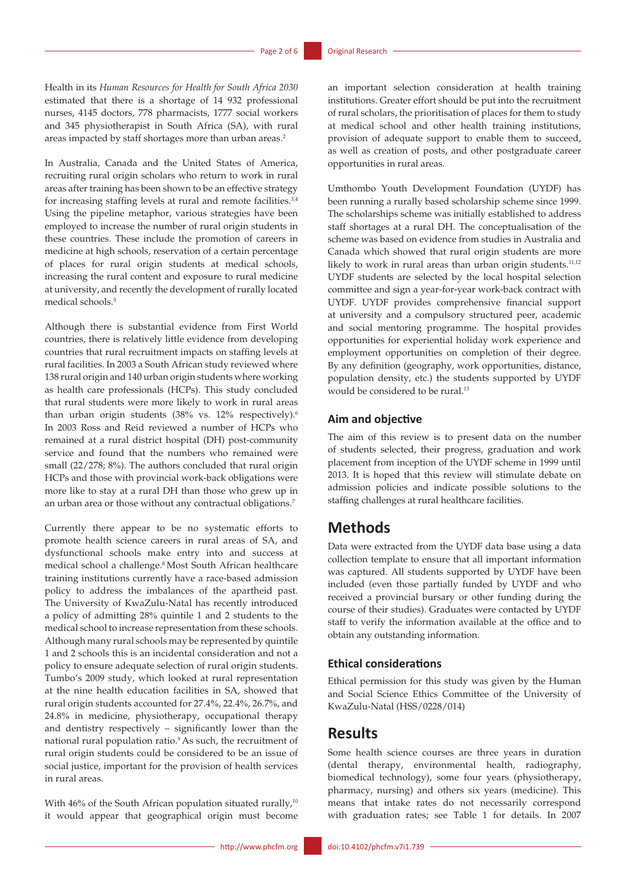Health in its *Human Resources for Health for South Africa 2030* estimated that there is a shortage of 14 932 professional nurses, 4145 doctors, 778 pharmacists, 1777 social workers and 345 physiotherapist in South Africa (SA), with rural areas impacted by staff shortages more than urban areas.[2]

In Australia, Canada and the United States of America, recruiting rural origin scholars who return to work in rural areas after training has been shown to be an effective strategy for increasing staffing levels at rural and remote facilities.[3,4] Using the pipeline metaphor, various strategies have been employed to increase the number of rural origin students in these countries. These include the promotion of careers in medicine at high schools, reservation of a certain percentage of places for rural origin students at medical schools, increasing the rural content and exposure to rural medicine at university, and recently the development of rurally located medical schools.[5]

Although there is substantial evidence from First World countries, there is relatively little evidence from developing countries that rural recruitment impacts on staffing levels at rural facilities. In 2003 a South African study reviewed where 138 rural origin and 140 urban origin students where working as health care professionals (HCPs). This study concluded that rural students were more likely to work in rural areas than urban origin students (38% vs. 12% respectively).[6] In 2003 Ross and Reid reviewed a number of HCPs who remained at a rural district hospital (DH) post-community service and found that the numbers who remained were small (22/278; 8%). The authors concluded that rural origin HCPs and those with provincial work-back obligations were more like to stay at a rural DH than those who grew up in an urban area or those without any contractual obligations.[7]

Currently there appear to be no systematic efforts to promote health science careers in rural areas of SA, and dysfunctional schools make entry into and success at medical school a challenge.[8] Most South African healthcare training institutions currently have a race-based admission policy to address the imbalances of the apartheid past. The University of KwaZulu-Natal has recently introduced a policy of admitting 28% quintile 1 and 2 students to the medical school to increase representation from these schools. Although many rural schools may be represented by quintile 1 and 2 schools this is an incidental consideration and not a policy to ensure adequate selection of rural origin students. Tumbo's 2009 study, which looked at rural representation at the nine health education facilities in SA, showed that rural origin students accounted for 27.4%, 22.4%, 26.7%, and 24.8% in medicine, physiotherapy, occupational therapy and dentistry respectively – significantly lower than the national rural population ratio.[9] As such, the recruitment of rural origin students could be considered to be an issue of social justice, important for the provision of health services in rural areas.

With 46% of the South African population situated rurally,[10] it would appear that geographical origin must become an important selection consideration at health training institutions. Greater effort should be put into the recruitment of rural scholars, the prioritisation of places for them to study at medical school and other health training institutions, provision of adequate support to enable them to succeed, as well as creation of posts, and other postgraduate career opportunities in rural areas.

Umthombo Youth Development Foundation (UYDF) has been running a rurally based scholarship scheme since 1999. The scholarships scheme was initially established to address staff shortages at a rural DH. The conceptualisation of the scheme was based on evidence from studies in Australia and Canada which showed that rural origin students are more likely to work in rural areas than urban origin students.[11,12] UYDF students are selected by the local hospital selection committee and sign a year-for-year work-back contract with UYDF. UYDF provides comprehensive financial support at university and a compulsory structured peer, academic and social mentoring programme. The hospital provides opportunities for experiential holiday work experience and employment opportunities on completion of their degree. By any definition (geography, work opportunities, distance, population density, etc.) the students supported by UYDF would be considered to be rural.[13]

### Aim and objective

The aim of this review is to present data on the number of students selected, their progress, graduation and work placement from inception of the UYDF scheme in 1999 until 2013. It is hoped that this review will stimulate debate on admission policies and indicate possible solutions to the staffing challenges at rural healthcare facilities.

## Methods

Data were extracted from the UYDF data base using a data collection template to ensure that all important information was captured. All students supported by UYDF have been included (even those partially funded by UYDF and who received a provincial bursary or other funding during the course of their studies). Graduates were contacted by UYDF staff to verify the information available at the office and to obtain any outstanding information.

### Ethical considerations

Ethical permission for this study was given by the Human and Social Science Ethics Committee of the University of KwaZulu-Natal (HSS/0228/014)

## Results

Some health science courses are three years in duration (dental therapy, environmental health, radiography, biomedical technology), some four years (physiotherapy, pharmacy, nursing) and others six years (medicine). This means that intake rates do not necessarily correspond with graduation rates; see Table 1 for details. In 2007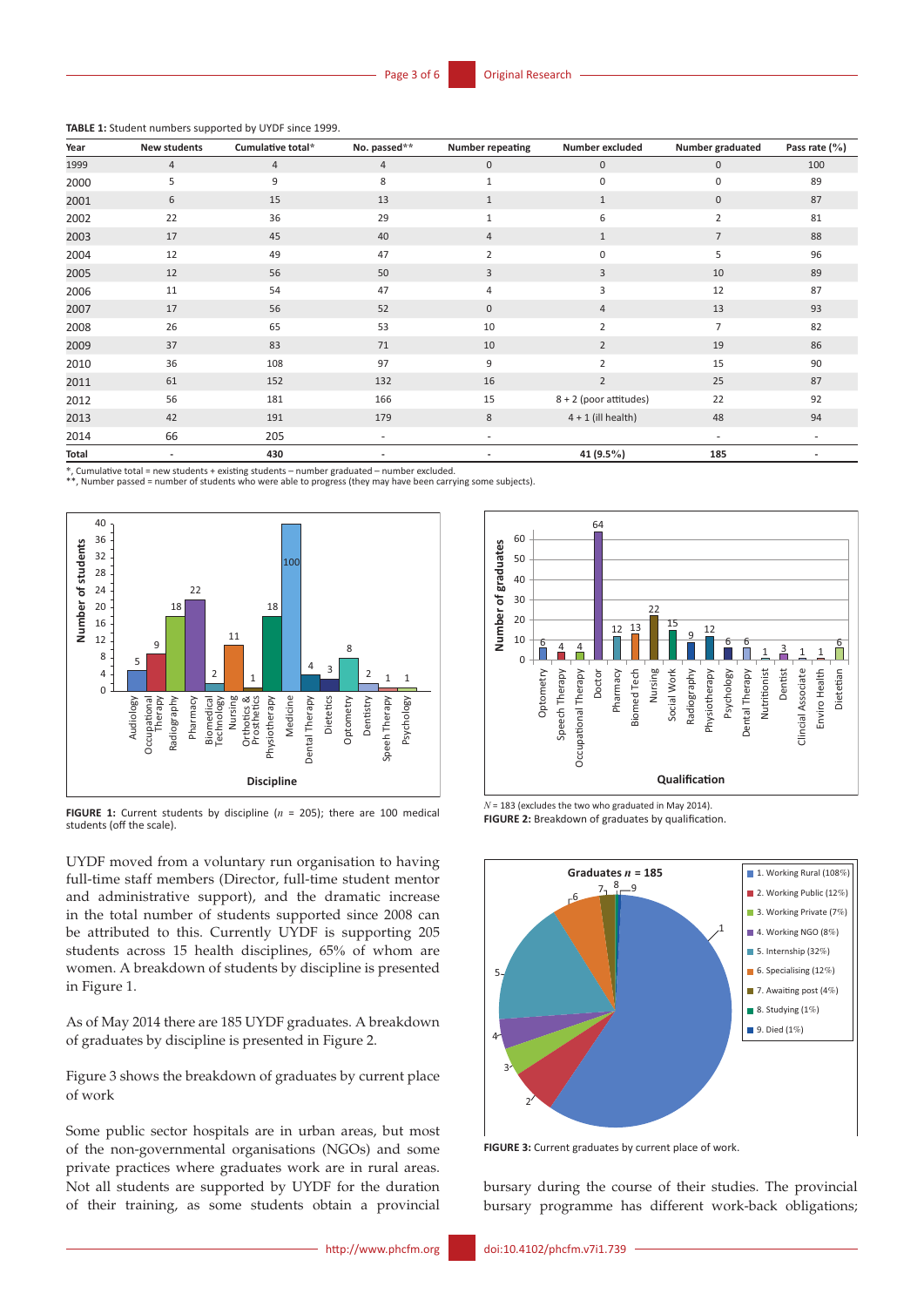**TABLE 1:** Student numbers supported by UYDF since 1999.

| Year | New students | Cumulative total* | No. passed** | Number repeating | Number excluded | Number graduated | Pass rate (%) |
|---|---|---|---|---|---|---|---|
| 1999 | 4 | 4 | 4 | 0 | 0 | 0 | 100 |
| 2000 | 5 | 9 | 8 | 1 | 0 | 0 | 89 |
| 2001 | 6 | 15 | 13 | 1 | 1 | 0 | 87 |
| 2002 | 22 | 36 | 29 | 1 | 6 | 2 | 81 |
| 2003 | 17 | 45 | 40 | 4 | 1 | 7 | 88 |
| 2004 | 12 | 49 | 47 | 2 | 0 | 5 | 96 |
| 2005 | 12 | 56 | 50 | 3 | 3 | 10 | 89 |
| 2006 | 11 | 54 | 47 | 4 | 3 | 12 | 87 |
| 2007 | 17 | 56 | 52 | 0 | 4 | 13 | 93 |
| 2008 | 26 | 65 | 53 | 10 | 2 | 7 | 82 |
| 2009 | 37 | 83 | 71 | 10 | 2 | 19 | 86 |
| 2010 | 36 | 108 | 97 | 9 | 2 | 15 | 90 |
| 2011 | 61 | 152 | 132 | 16 | 2 | 25 | 87 |
| 2012 | 56 | 181 | 166 | 15 | 8 + 2 (poor attitudes) | 22 | 92 |
| 2013 | 42 | 191 | 179 | 8 | 4 + 1 (ill health) | 48 | 94 |
| 2014 | 66 | 205 | - | - | | - | - |
| Total | - | 430 | - | - | 41 (9.5%) | 185 | - |

*, Cumulative total = new students + existing students – number graduated – number excluded.
**, Number passed = number of students who were able to progress (they may have been carrying some subjects).

**FIGURE 1:** Current students by discipline ($n$ = 205); there are 100 medical students (off the scale).

$N$ = 183 (excludes the two who graduated in May 2014).
**FIGURE 2:** Breakdown of graduates by qualification.

**FIGURE 3:** Current graduates by current place of work.

UYDF moved from a voluntary run organisation to having full-time staff members (Director, full-time student mentor and administrative support), and the dramatic increase in the total number of students supported since 2008 can be attributed to this. Currently UYDF is supporting 205 students across 15 health disciplines, 65% of whom are women. A breakdown of students by discipline is presented in Figure 1.

As of May 2014 there are 185 UYDF graduates. A breakdown of graduates by discipline is presented in Figure 2.

Figure 3 shows the breakdown of graduates by current place of work

Some public sector hospitals are in urban areas, but most of the non-governmental organisations (NGOs) and some private practices where graduates work are in rural areas. Not all students are supported by UYDF for the duration of their training, as some students obtain a provincial bursary during the course of their studies. The provincial bursary programme has different work-back obligations;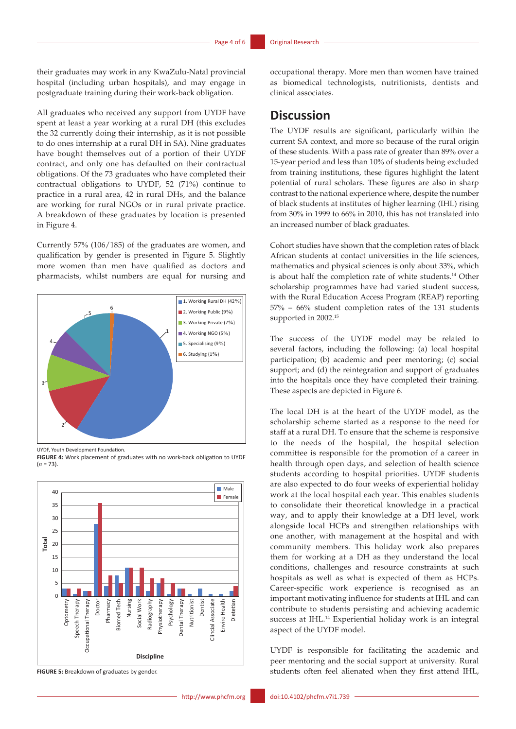their graduates may work in any KwaZulu-Natal provincial hospital (including urban hospitals), and may engage in postgraduate training during their work-back obligation.

All graduates who received any support from UYDF have spent at least a year working at a rural DH (this excludes the 32 currently doing their internship, as it is not possible to do ones internship at a rural DH in SA). Nine graduates have bought themselves out of a portion of their UYDF contract, and only one has defaulted on their contractual obligations. Of the 73 graduates who have completed their contractual obligations to UYDF, 52 (71%) continue to practice in a rural area, 42 in rural DHs, and the balance are working for rural NGOs or in rural private practice. A breakdown of these graduates by location is presented in Figure 4.

Currently 57% (106/185) of the graduates are women, and qualification by gender is presented in Figure 5. Slightly more women than men have qualified as doctors and pharmacists, whilst numbers are equal for nursing and occupational therapy. More men than women have trained as biomedical technologists, nutritionists, dentists and clinical associates.

UYDF, Youth Development Foundation.

**FIGURE 4:** Work placement of graduates with no work-back obligation to UYDF ($n$ = 73).

**FIGURE 5:** Breakdown of graduates by gender.

## Discussion

The UYDF results are significant, particularly within the current SA context, and more so because of the rural origin of these students. With a pass rate of greater than 89% over a 15-year period and less than 10% of students being excluded from training institutions, these figures highlight the latent potential of rural scholars. These figures are also in sharp contrast to the national experience where, despite the number of black students at institutes of higher learning (IHL) rising from 30% in 1999 to 66% in 2010, this has not translated into an increased number of black graduates.

Cohort studies have shown that the completion rates of black African students at contact universities in the life sciences, mathematics and physical sciences is only about 33%, which is about half the completion rate of white students.[14] Other scholarship programmes have had varied student success, with the Rural Education Access Program (REAP) reporting 57% – 66% student completion rates of the 131 students supported in 2002.[15]

The success of the UYDF model may be related to several factors, including the following: (a) local hospital participation; (b) academic and peer mentoring; (c) social support; and (d) the reintegration and support of graduates into the hospitals once they have completed their training. These aspects are depicted in Figure 6.

The local DH is at the heart of the UYDF model, as the scholarship scheme started as a response to the need for staff at a rural DH. To ensure that the scheme is responsive to the needs of the hospital, the hospital selection committee is responsible for the promotion of a career in health through open days, and selection of health science students according to hospital priorities. UYDF students are also expected to do four weeks of experiential holiday work at the local hospital each year. This enables students to consolidate their theoretical knowledge in a practical way, and to apply their knowledge at a DH level, work alongside local HCPs and strengthen relationships with one another, with management at the hospital and with community members. This holiday work also prepares them for working at a DH as they understand the local conditions, challenges and resource constraints at such hospitals as well as what is expected of them as HCPs. Career-specific work experience is recognised as an important motivating influence for students at IHL and can contribute to students persisting and achieving academic success at IHL.[14] Experiential holiday work is an integral aspect of the UYDF model.

UYDF is responsible for facilitating the academic and peer mentoring and the social support at university. Rural students often feel alienated when they first attend IHL,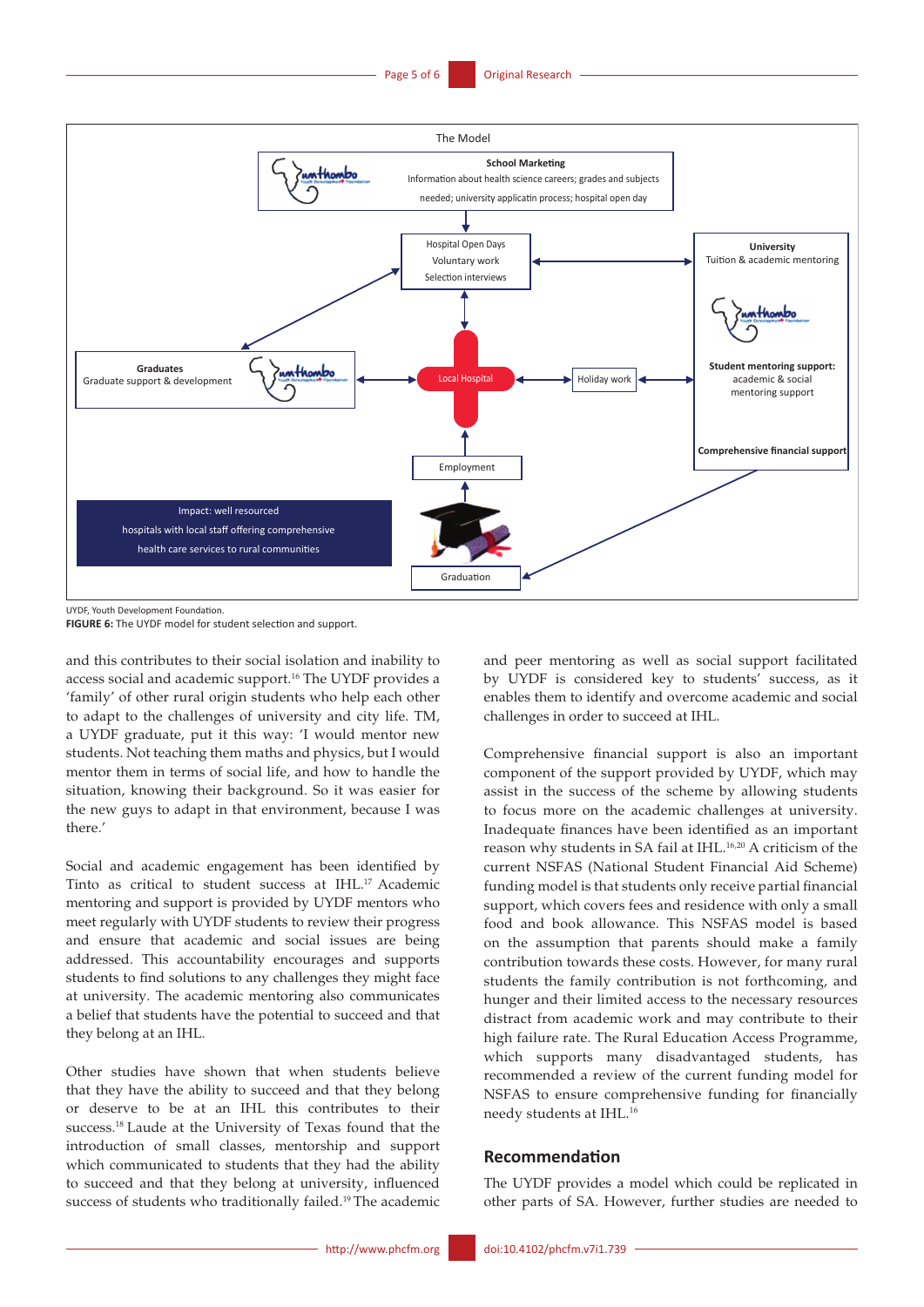The Model

**School Marketing**
Information about health science careers; grades and subjects needed; university applicatin process; hospital open day

Hospital Open Days
Voluntary work
Selection interviews

**University**
Tuition & academic mentoring

**Student mentoring support:** academic & social mentoring support

**Comprehensive financial support**

**Graduates**
Graduate support & development

Local Hospital

Holiday work

Employment

Impact: well resourced hospitals with local staff offering comprehensive health care services to rural communities

Graduation

UYDF, Youth Development Foundation.

**FIGURE 6:** The UYDF model for student selection and support.

and this contributes to their social isolation and inability to access social and academic support.[16] The UYDF provides a 'family' of other rural origin students who help each other to adapt to the challenges of university and city life. TM, a UYDF graduate, put it this way: 'I would mentor new students. Not teaching them maths and physics, but I would mentor them in terms of social life, and how to handle the situation, knowing their background. So it was easier for the new guys to adapt in that environment, because I was there.'

Social and academic engagement has been identified by Tinto as critical to student success at IHL.[17] Academic mentoring and support is provided by UYDF mentors who meet regularly with UYDF students to review their progress and ensure that academic and social issues are being addressed. This accountability encourages and supports students to find solutions to any challenges they might face at university. The academic mentoring also communicates a belief that students have the potential to succeed and that they belong at an IHL.

Other studies have shown that when students believe that they have the ability to succeed and that they belong or deserve to be at an IHL this contributes to their success.[18] Laude at the University of Texas found that the introduction of small classes, mentorship and support which communicated to students that they had the ability to succeed and that they belong at university, influenced success of students who traditionally failed.[19] The academic and peer mentoring as well as social support facilitated by UYDF is considered key to students' success, as it enables them to identify and overcome academic and social challenges in order to succeed at IHL.

Comprehensive financial support is also an important component of the support provided by UYDF, which may assist in the success of the scheme by allowing students to focus more on the academic challenges at university. Inadequate finances have been identified as an important reason why students in SA fail at IHL.[16,20] A criticism of the current NSFAS (National Student Financial Aid Scheme) funding model is that students only receive partial financial support, which covers fees and residence with only a small food and book allowance. This NSFAS model is based on the assumption that parents should make a family contribution towards these costs. However, for many rural students the family contribution is not forthcoming, and hunger and their limited access to the necessary resources distract from academic work and may contribute to their high failure rate. The Rural Education Access Programme, which supports many disadvantaged students, has recommended a review of the current funding model for NSFAS to ensure comprehensive funding for financially needy students at IHL.[16]

## Recommendation

The UYDF provides a model which could be replicated in other parts of SA. However, further studies are needed to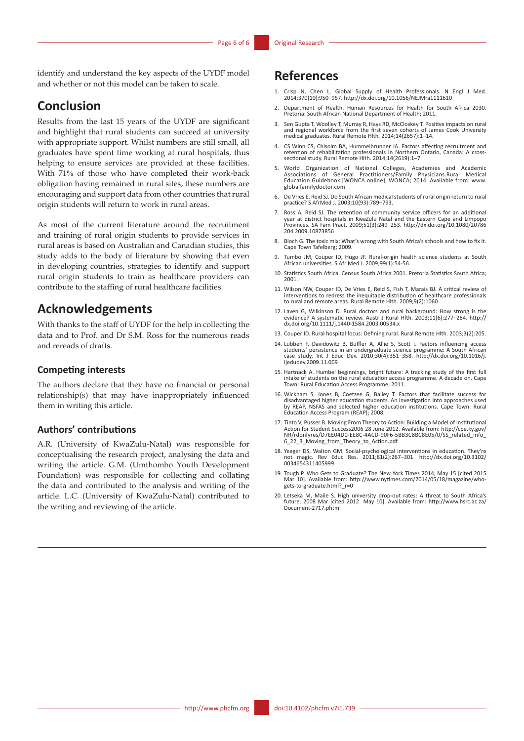identify and understand the key aspects of the UYDF model and whether or not this model can be taken to scale.

## Conclusion

Results from the last 15 years of the UYDF are significant and highlight that rural students can succeed at university with appropriate support. Whilst numbers are still small, all graduates have spent time working at rural hospitals, thus helping to ensure services are provided at these facilities. With 71% of those who have completed their work-back obligation having remained in rural sites, these numbers are encouraging and support data from other countries that rural origin students will return to work in rural areas.

As most of the current literature around the recruitment and training of rural origin students to provide services in rural areas is based on Australian and Canadian studies, this study adds to the body of literature by showing that even in developing countries, strategies to identify and support rural origin students to train as healthcare providers can contribute to the staffing of rural healthcare facilities.

## Acknowledgements

With thanks to the staff of UYDF for the help in collecting the data and to Prof. and Dr S.M. Ross for the numerous reads and rereads of drafts.

### Competing interests

The authors declare that they have no financial or personal relationship(s) that may have inappropriately influenced them in writing this article.

### Authors' contributions

A.R. (University of KwaZulu-Natal) was responsible for conceptualising the research project, analysing the data and writing the article. G.M. (Umthombo Youth Development Foundation) was responsible for collecting and collating the data and contributed to the analysis and writing of the article. L.C. (University of KwaZulu-Natal) contributed to the writing and reviewing of the article.

## References

1. Crisp N, Chen L. Global Supply of Health Professionals. N Engl J Med. 2014;370(10):950–957. http://dx.doi.org/10.1056/NEJMra1111610
2. Department of Health. Human Resources for Health for South Africa 2030. Pretoria: South African National Department of Health; 2011.
3. Sen Gupta T, Woolley T, Murray R, Hays RD, McCloskey T. Positive impacts on rural and regional workforce from the first seven cohorts of James Cook University medical graduates. Rural Remote Hlth. 2014;14(2657):1–14.
4. CS Winn CS, Chisolm BA, Hummelbrunner JA. Factors affecting recruitment and retention of rehabilitation professionals in Northern Ontario, Canada: A cross-sectional study. Rural Remote Hlth. 2014;14(2619):1–7.
5. World Organization of National Colleges, Academies and Academic Associations of General Practitioners/Family Physicians.Rural Medical Education Guidebook [WONCA online], WONCA; 2014. Available from: www.globalfamilydoctor.com
6. De Vries E, Reid SJ. Do South African medical students of rural origin return to rural practice? S AfrMed J. 2003;10(93):789–793.
7. Ross A, Reid SJ. The retention of community service officers for an additional year at district hospitals in KwaZulu Natal and the Eastern Cape and Limpopo Provinces. SA Fam Pract. 2009;51(3):249–253. http://dx.doi.org/10.1080/20786204.2009.10873856
8. Bloch G. The toxic mix: What's wrong with South Africa's schools and how to fix it. Cape Town Tafelberg; 2009.
9. Tumbo JM, Couper ID, Hugo JF. Rural-origin health science students at South African universities. S Afr Med J. 2009;99(1):54-56.
10. Statistics South Africa. Census South Africa 2001. Pretoria Statistics South Africa; 2001.
11. Wilson NW, Couper ID, De Vries E, Reid S, Fish T, Marais BJ. A critical review of interventions to redress the inequitable distribution of healthcare professionals to rural and remote areas. Rural Remote Hlth. 2009;9(2):1060.
12. Laven G, Wilkinson D. Rural doctors and rural background: How strong is the evidence? A systematic review. Austr J Rural Hlth. 2003;11(6):277–284. http://dx.doi.org/10.1111/j.1440-1584.2003.00534.x
13. Couper ID. Rural hospital focus: Defining rural. Rural Remote Hlth. 2003;3(2):205.
14. Lubben F, Davidowitz B, Buffler A, Allie S, Scott I. Factors influencing access students' persistence in an undergraduate science programme: A South African case study. Int J Educ Dev. 2010;30(4):351–358. http://dx.doi.org/10.1016/j.ijedudev.2009.11.009
15. Hartnack A. Humbel beginnings, bright future: A tracking study of the first full intake of students on the rural education access programme. A decade on. Cape Town: Rural Education Access Programme; 2011.
16. Wickham S, Jones B, Coetzee G, Bailey T. Factors that facilitate success for disadvantaged higher education students. An investigation into approaches used by REAP, NSFAS and selected higher education institutions. Cape Town: Rural Education Access Program (REAP); 2008.
17. Tinto V, Pusser B. Moving From Theory to Action: Building a Model of Institutional Action for Student Success2006 28 June 2012. Available from: http://cpe.ky.gov/NR/rdonlyres/D7EE04D0-EE8C-4ACD-90F6-5BB3C8BC8E05/0/SS_related_info_6_22_3_Moving_from_Theory_to_Action.pdf
18. Yeager DS, Walton GM. Social-psychological interventions in education. They're not magic. Rev Educ Res. 2011;81(2):267–301. http://dx.doi.org/10.3102/0034654311405999
19. Tough P. Who Gets to Graduate? The New York Times 2014, May 15 [cited 2015 Mar 10]. Available from: http://www.nytimes.com/2014/05/18/magazine/who-gets-to-graduate.html?_r=0
20. Letseka M, Maile S. High university drop-out rates: A threat to South Africa's future. 2008 Mar [cited 2012 May 10]. Available from: http://www.hsrc.ac.za/Document-2717.phtml